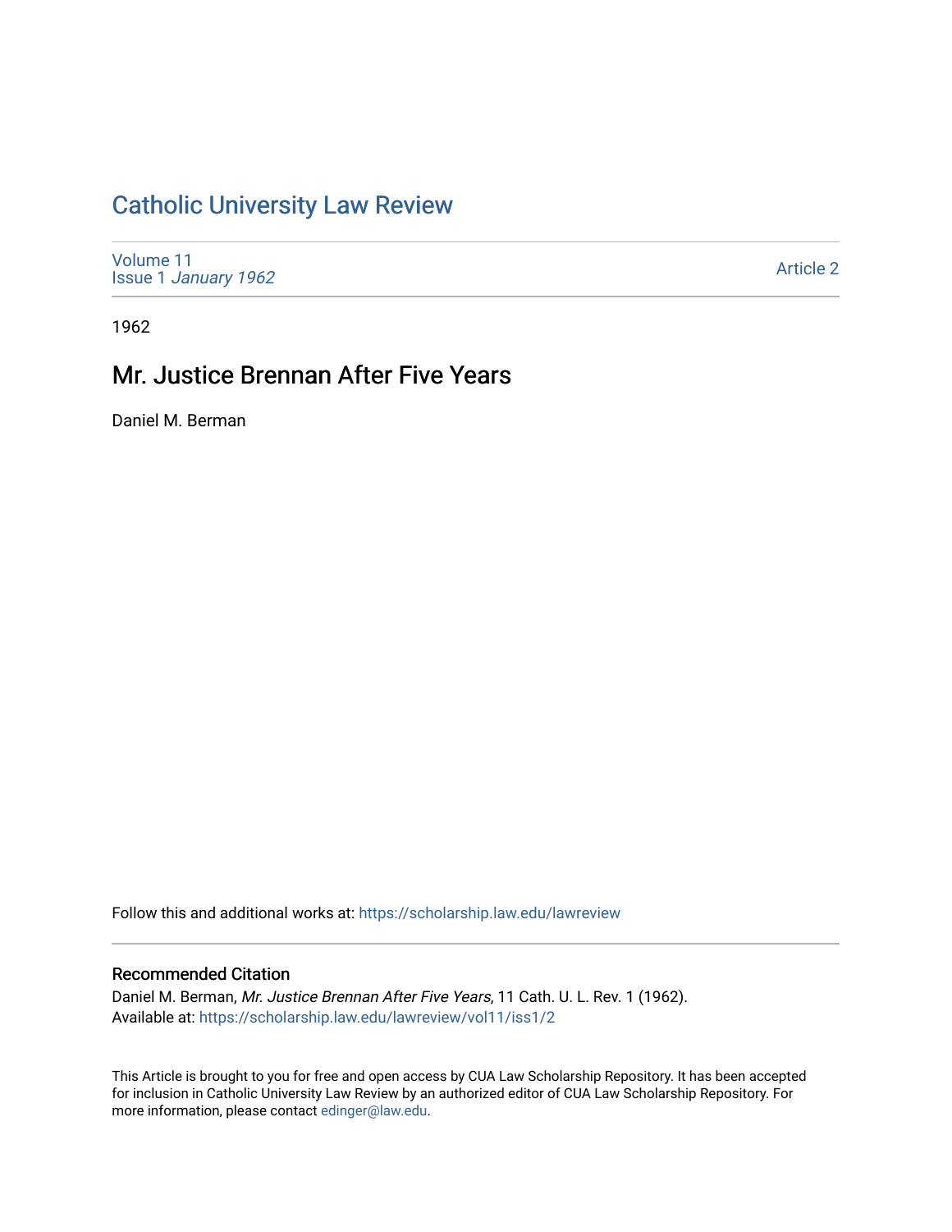# Catholic University Law Review

Volume 11
Issue 1 *January 1962*

Article 2

1962

## Mr. Justice Brennan After Five Years

Daniel M. Berman

Follow this and additional works at: https://scholarship.law.edu/lawreview

### Recommended Citation

Daniel M. Berman, *Mr. Justice Brennan After Five Years*, 11 Cath. U. L. Rev. 1 (1962).
Available at: https://scholarship.law.edu/lawreview/vol11/iss1/2

This Article is brought to you for free and open access by CUA Law Scholarship Repository. It has been accepted for inclusion in Catholic University Law Review by an authorized editor of CUA Law Scholarship Repository. For more information, please contact edinger@law.edu.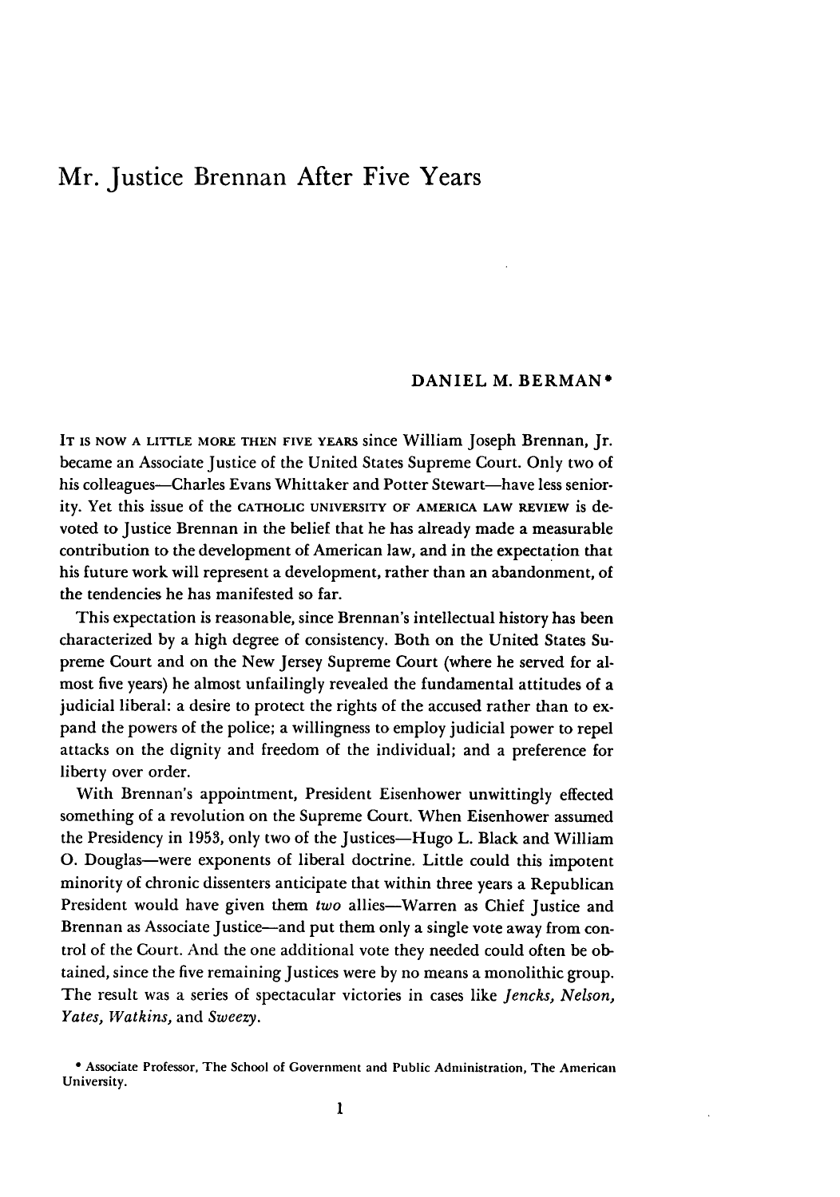# Mr. Justice Brennan After Five Years

**DANIEL M. BERMAN***

IT IS NOW A LITTLE MORE THEN FIVE YEARS since William Joseph Brennan, Jr. became an Associate Justice of the United States Supreme Court. Only two of his colleagues—Charles Evans Whittaker and Potter Stewart—have less seniority. Yet this issue of the CATHOLIC UNIVERSITY OF AMERICA LAW REVIEW is devoted to Justice Brennan in the belief that he has already made a measurable contribution to the development of American law, and in the expectation that his future work will represent a development, rather than an abandonment, of the tendencies he has manifested so far.

This expectation is reasonable, since Brennan's intellectual history has been characterized by a high degree of consistency. Both on the United States Supreme Court and on the New Jersey Supreme Court (where he served for almost five years) he almost unfailingly revealed the fundamental attitudes of a judicial liberal: a desire to protect the rights of the accused rather than to expand the powers of the police; a willingness to employ judicial power to repel attacks on the dignity and freedom of the individual; and a preference for liberty over order.

With Brennan's appointment, President Eisenhower unwittingly effected something of a revolution on the Supreme Court. When Eisenhower assumed the Presidency in 1953, only two of the Justices—Hugo L. Black and William O. Douglas—were exponents of liberal doctrine. Little could this impotent minority of chronic dissenters anticipate that within three years a Republican President would have given them *two* allies—Warren as Chief Justice and Brennan as Associate Justice—and put them only a single vote away from control of the Court. And the one additional vote they needed could often be obtained, since the five remaining Justices were by no means a monolithic group. The result was a series of spectacular victories in cases like *Jencks, Nelson, Yates, Watkins,* and *Sweezy*.

* Associate Professor, The School of Government and Public Administration, The American University.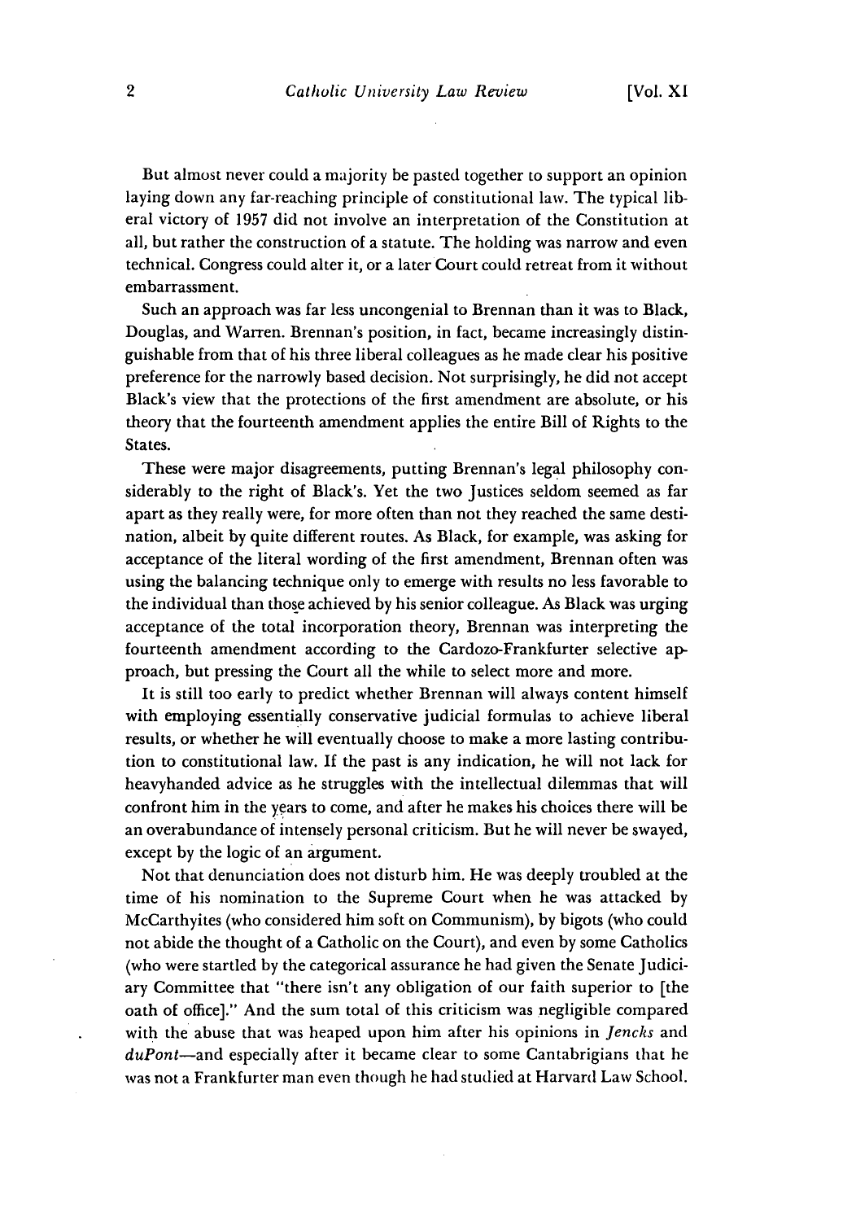But almost never could a majority be pasted together to support an opinion laying down any far-reaching principle of constitutional law. The typical liberal victory of 1957 did not involve an interpretation of the Constitution at all, but rather the construction of a statute. The holding was narrow and even technical. Congress could alter it, or a later Court could retreat from it without embarrassment.

Such an approach was far less uncongenial to Brennan than it was to Black, Douglas, and Warren. Brennan's position, in fact, became increasingly distinguishable from that of his three liberal colleagues as he made clear his positive preference for the narrowly based decision. Not surprisingly, he did not accept Black's view that the protections of the first amendment are absolute, or his theory that the fourteenth amendment applies the entire Bill of Rights to the States.

These were major disagreements, putting Brennan's legal philosophy considerably to the right of Black's. Yet the two Justices seldom seemed as far apart as they really were, for more often than not they reached the same destination, albeit by quite different routes. As Black, for example, was asking for acceptance of the literal wording of the first amendment, Brennan often was using the balancing technique only to emerge with results no less favorable to the individual than those achieved by his senior colleague. As Black was urging acceptance of the total incorporation theory, Brennan was interpreting the fourteenth amendment according to the Cardozo-Frankfurter selective approach, but pressing the Court all the while to select more and more.

It is still too early to predict whether Brennan will always content himself with employing essentially conservative judicial formulas to achieve liberal results, or whether he will eventually choose to make a more lasting contribution to constitutional law. If the past is any indication, he will not lack for heavyhanded advice as he struggles with the intellectual dilemmas that will confront him in the years to come, and after he makes his choices there will be an overabundance of intensely personal criticism. But he will never be swayed, except by the logic of an argument.

Not that denunciation does not disturb him. He was deeply troubled at the time of his nomination to the Supreme Court when he was attacked by McCarthyites (who considered him soft on Communism), by bigots (who could not abide the thought of a Catholic on the Court), and even by some Catholics (who were startled by the categorical assurance he had given the Senate Judiciary Committee that "there isn't any obligation of our faith superior to [the oath of office]." And the sum total of this criticism was negligible compared with the abuse that was heaped upon him after his opinions in *Jencks* and *duPont*—and especially after it became clear to some Cantabrigians that he was not a Frankfurter man even though he had studied at Harvard Law School.